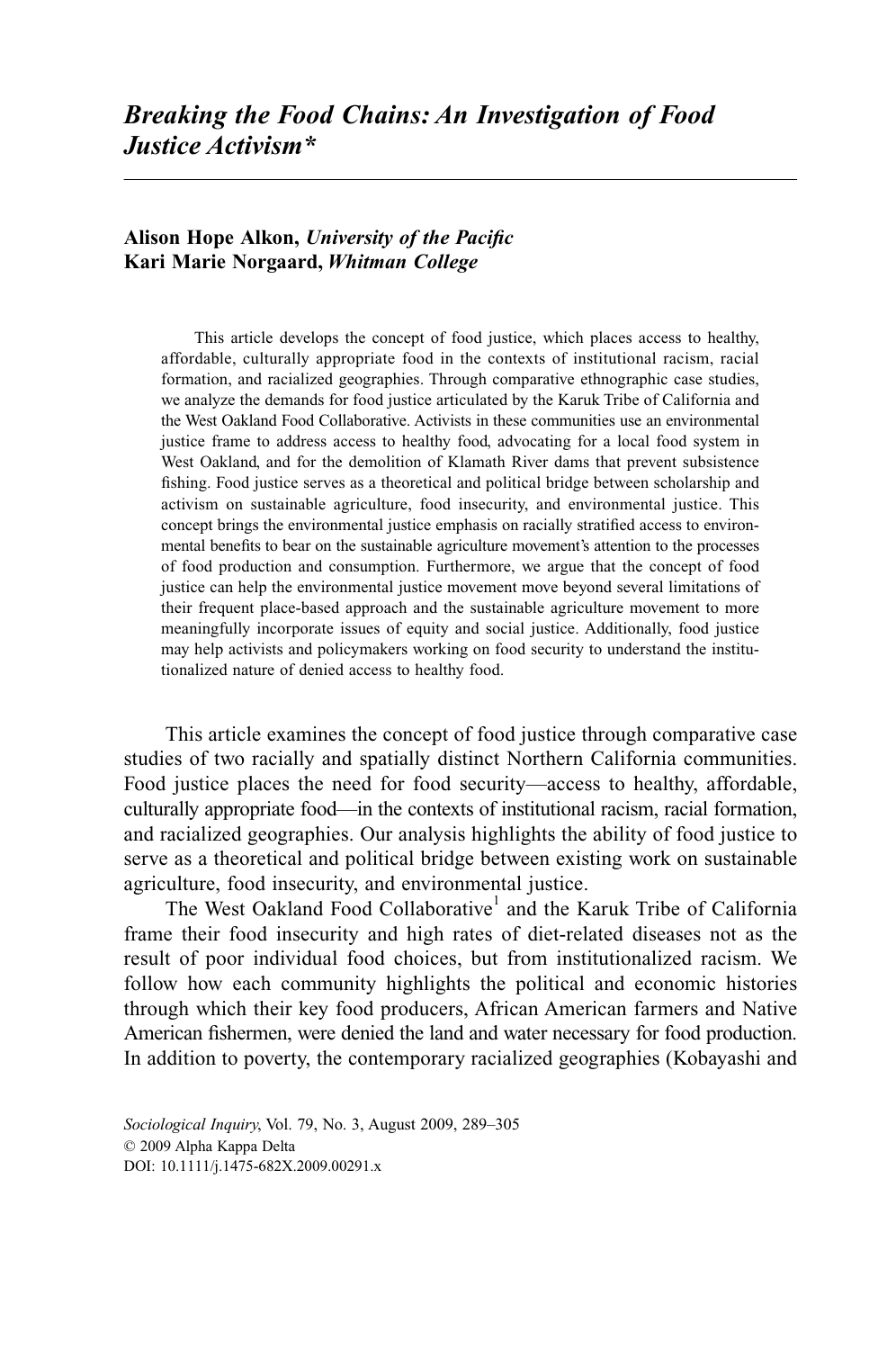# *Breaking the Food Chains: An Investigation of Food Justice Activism**

**Alison Hope Alkon,** ***University of the Pacific***
**Kari Marie Norgaard,** ***Whitman College***

This article develops the concept of food justice, which places access to healthy, affordable, culturally appropriate food in the contexts of institutional racism, racial formation, and racialized geographies. Through comparative ethnographic case studies, we analyze the demands for food justice articulated by the Karuk Tribe of California and the West Oakland Food Collaborative. Activists in these communities use an environmental justice frame to address access to healthy food, advocating for a local food system in West Oakland, and for the demolition of Klamath River dams that prevent subsistence fishing. Food justice serves as a theoretical and political bridge between scholarship and activism on sustainable agriculture, food insecurity, and environmental justice. This concept brings the environmental justice emphasis on racially stratified access to environmental benefits to bear on the sustainable agriculture movement's attention to the processes of food production and consumption. Furthermore, we argue that the concept of food justice can help the environmental justice movement move beyond several limitations of their frequent place-based approach and the sustainable agriculture movement to more meaningfully incorporate issues of equity and social justice. Additionally, food justice may help activists and policymakers working on food security to understand the institutionalized nature of denied access to healthy food.

This article examines the concept of food justice through comparative case studies of two racially and spatially distinct Northern California communities. Food justice places the need for food security—access to healthy, affordable, culturally appropriate food—in the contexts of institutional racism, racial formation, and racialized geographies. Our analysis highlights the ability of food justice to serve as a theoretical and political bridge between existing work on sustainable agriculture, food insecurity, and environmental justice.

The West Oakland Food Collaborative[1] and the Karuk Tribe of California frame their food insecurity and high rates of diet-related diseases not as the result of poor individual food choices, but from institutionalized racism. We follow how each community highlights the political and economic histories through which their key food producers, African American farmers and Native American fishermen, were denied the land and water necessary for food production. In addition to poverty, the contemporary racialized geographies (Kobayashi and

*Sociological Inquiry*, Vol. 79, No. 3, August 2009, 289–305
© 2009 Alpha Kappa Delta
DOI: 10.1111/j.1475-682X.2009.00291.x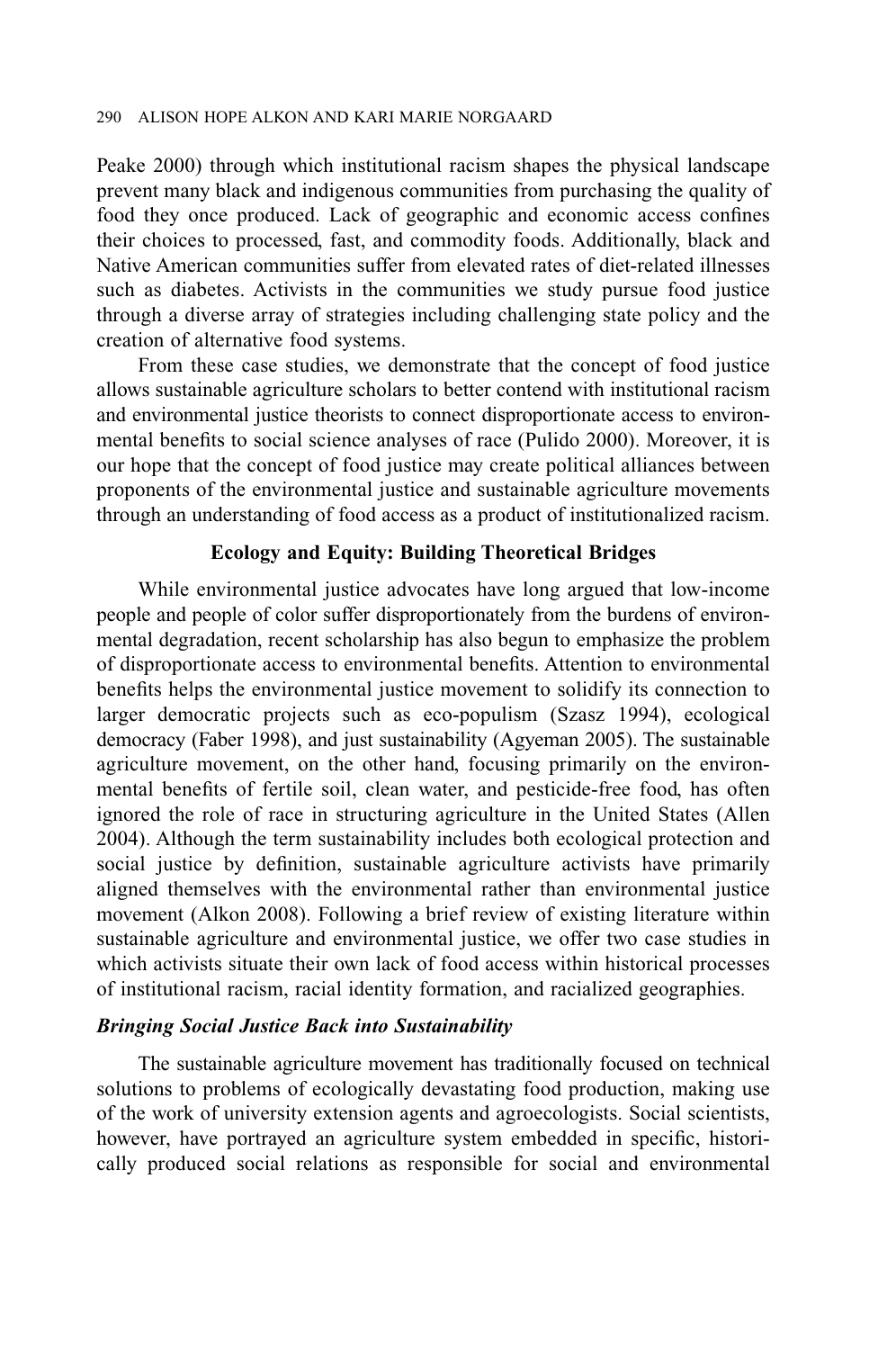Peake 2000) through which institutional racism shapes the physical landscape prevent many black and indigenous communities from purchasing the quality of food they once produced. Lack of geographic and economic access confines their choices to processed, fast, and commodity foods. Additionally, black and Native American communities suffer from elevated rates of diet-related illnesses such as diabetes. Activists in the communities we study pursue food justice through a diverse array of strategies including challenging state policy and the creation of alternative food systems.

From these case studies, we demonstrate that the concept of food justice allows sustainable agriculture scholars to better contend with institutional racism and environmental justice theorists to connect disproportionate access to environmental benefits to social science analyses of race (Pulido 2000). Moreover, it is our hope that the concept of food justice may create political alliances between proponents of the environmental justice and sustainable agriculture movements through an understanding of food access as a product of institutionalized racism.

## Ecology and Equity: Building Theoretical Bridges

While environmental justice advocates have long argued that low-income people and people of color suffer disproportionately from the burdens of environmental degradation, recent scholarship has also begun to emphasize the problem of disproportionate access to environmental benefits. Attention to environmental benefits helps the environmental justice movement to solidify its connection to larger democratic projects such as eco-populism (Szasz 1994), ecological democracy (Faber 1998), and just sustainability (Agyeman 2005). The sustainable agriculture movement, on the other hand, focusing primarily on the environmental benefits of fertile soil, clean water, and pesticide-free food, has often ignored the role of race in structuring agriculture in the United States (Allen 2004). Although the term sustainability includes both ecological protection and social justice by definition, sustainable agriculture activists have primarily aligned themselves with the environmental rather than environmental justice movement (Alkon 2008). Following a brief review of existing literature within sustainable agriculture and environmental justice, we offer two case studies in which activists situate their own lack of food access within historical processes of institutional racism, racial identity formation, and racialized geographies.

### *Bringing Social Justice Back into Sustainability*

The sustainable agriculture movement has traditionally focused on technical solutions to problems of ecologically devastating food production, making use of the work of university extension agents and agroecologists. Social scientists, however, have portrayed an agriculture system embedded in specific, historically produced social relations as responsible for social and environmental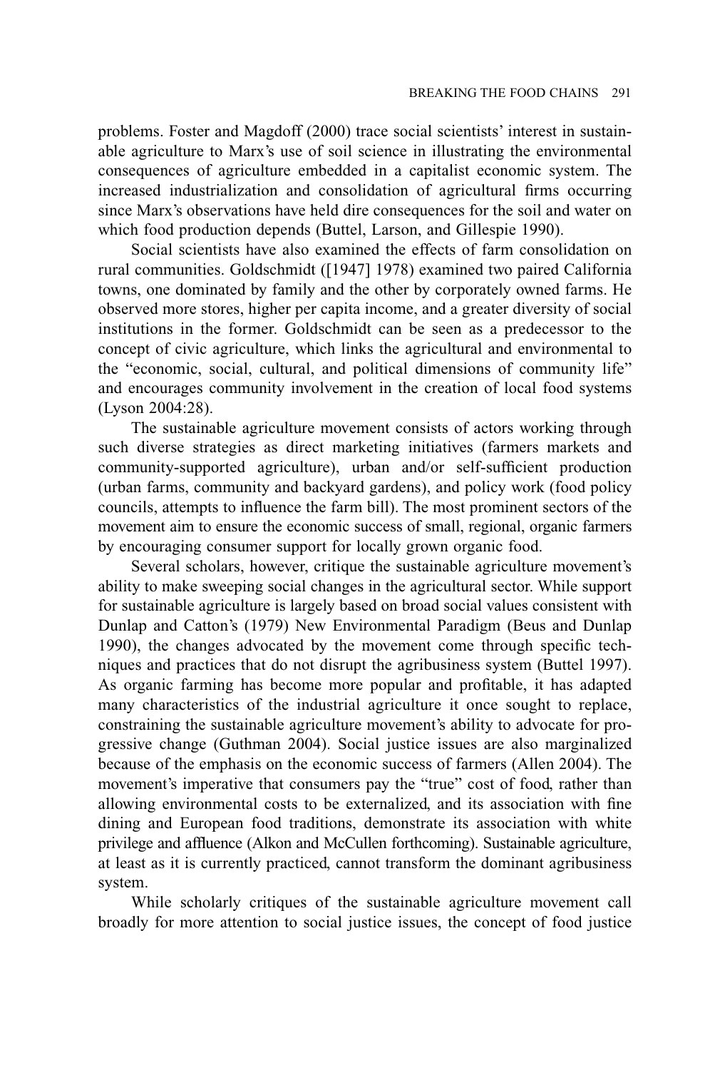problems. Foster and Magdoff (2000) trace social scientists' interest in sustainable agriculture to Marx's use of soil science in illustrating the environmental consequences of agriculture embedded in a capitalist economic system. The increased industrialization and consolidation of agricultural firms occurring since Marx's observations have held dire consequences for the soil and water on which food production depends (Buttel, Larson, and Gillespie 1990).

Social scientists have also examined the effects of farm consolidation on rural communities. Goldschmidt ([1947] 1978) examined two paired California towns, one dominated by family and the other by corporately owned farms. He observed more stores, higher per capita income, and a greater diversity of social institutions in the former. Goldschmidt can be seen as a predecessor to the concept of civic agriculture, which links the agricultural and environmental to the "economic, social, cultural, and political dimensions of community life" and encourages community involvement in the creation of local food systems (Lyson 2004:28).

The sustainable agriculture movement consists of actors working through such diverse strategies as direct marketing initiatives (farmers markets and community-supported agriculture), urban and/or self-sufficient production (urban farms, community and backyard gardens), and policy work (food policy councils, attempts to influence the farm bill). The most prominent sectors of the movement aim to ensure the economic success of small, regional, organic farmers by encouraging consumer support for locally grown organic food.

Several scholars, however, critique the sustainable agriculture movement's ability to make sweeping social changes in the agricultural sector. While support for sustainable agriculture is largely based on broad social values consistent with Dunlap and Catton's (1979) New Environmental Paradigm (Beus and Dunlap 1990), the changes advocated by the movement come through specific techniques and practices that do not disrupt the agribusiness system (Buttel 1997). As organic farming has become more popular and profitable, it has adapted many characteristics of the industrial agriculture it once sought to replace, constraining the sustainable agriculture movement's ability to advocate for progressive change (Guthman 2004). Social justice issues are also marginalized because of the emphasis on the economic success of farmers (Allen 2004). The movement's imperative that consumers pay the "true" cost of food, rather than allowing environmental costs to be externalized, and its association with fine dining and European food traditions, demonstrate its association with white privilege and affluence (Alkon and McCullen forthcoming). Sustainable agriculture, at least as it is currently practiced, cannot transform the dominant agribusiness system.

While scholarly critiques of the sustainable agriculture movement call broadly for more attention to social justice issues, the concept of food justice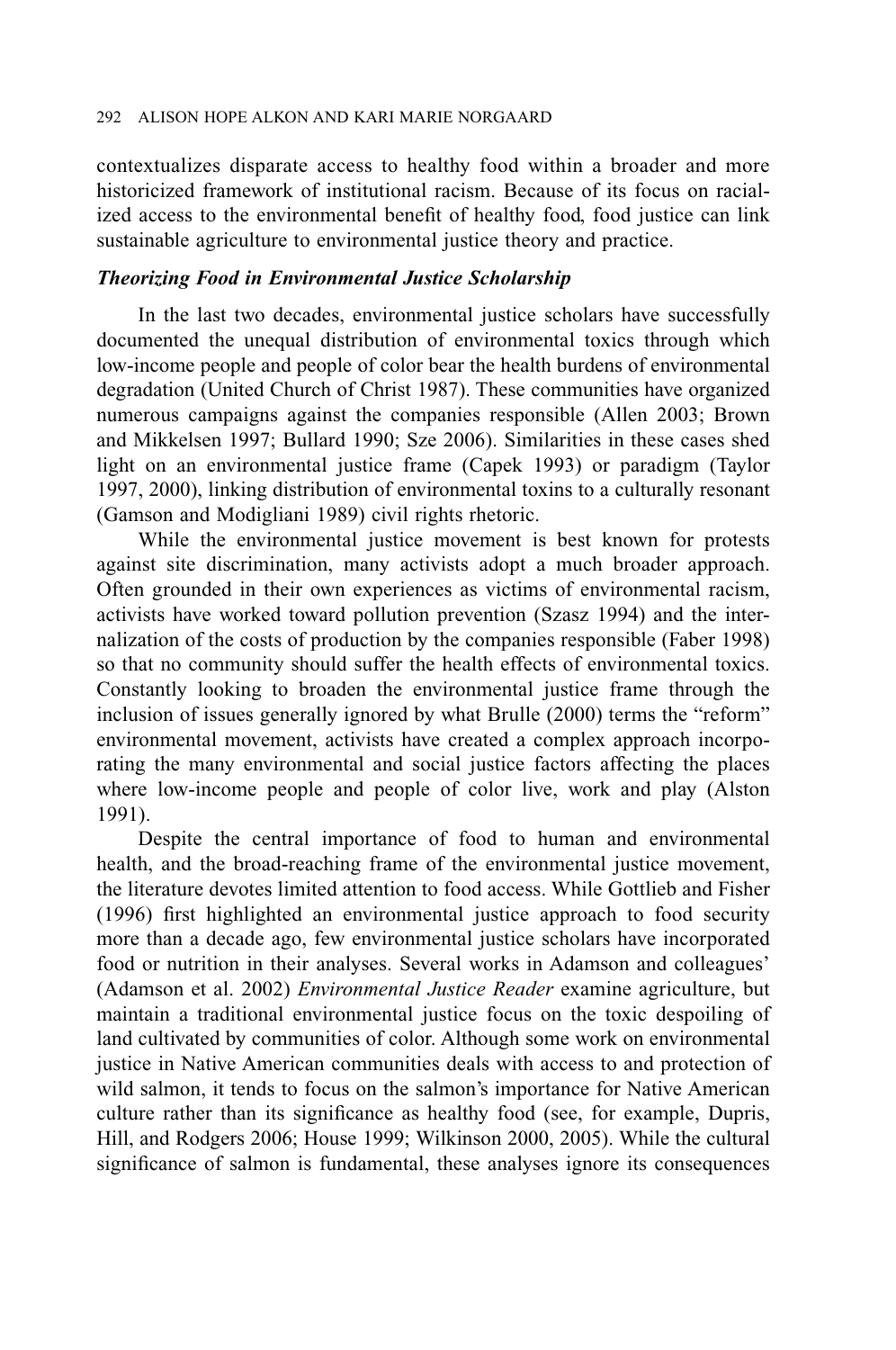contextualizes disparate access to healthy food within a broader and more historicized framework of institutional racism. Because of its focus on racialized access to the environmental benefit of healthy food, food justice can link sustainable agriculture to environmental justice theory and practice.

### *Theorizing Food in Environmental Justice Scholarship*

In the last two decades, environmental justice scholars have successfully documented the unequal distribution of environmental toxics through which low-income people and people of color bear the health burdens of environmental degradation (United Church of Christ 1987). These communities have organized numerous campaigns against the companies responsible (Allen 2003; Brown and Mikkelsen 1997; Bullard 1990; Sze 2006). Similarities in these cases shed light on an environmental justice frame (Capek 1993) or paradigm (Taylor 1997, 2000), linking distribution of environmental toxins to a culturally resonant (Gamson and Modigliani 1989) civil rights rhetoric.

While the environmental justice movement is best known for protests against site discrimination, many activists adopt a much broader approach. Often grounded in their own experiences as victims of environmental racism, activists have worked toward pollution prevention (Szasz 1994) and the internalization of the costs of production by the companies responsible (Faber 1998) so that no community should suffer the health effects of environmental toxics. Constantly looking to broaden the environmental justice frame through the inclusion of issues generally ignored by what Brulle (2000) terms the "reform" environmental movement, activists have created a complex approach incorporating the many environmental and social justice factors affecting the places where low-income people and people of color live, work and play (Alston 1991).

Despite the central importance of food to human and environmental health, and the broad-reaching frame of the environmental justice movement, the literature devotes limited attention to food access. While Gottlieb and Fisher (1996) first highlighted an environmental justice approach to food security more than a decade ago, few environmental justice scholars have incorporated food or nutrition in their analyses. Several works in Adamson and colleagues' (Adamson et al. 2002) *Environmental Justice Reader* examine agriculture, but maintain a traditional environmental justice focus on the toxic despoiling of land cultivated by communities of color. Although some work on environmental justice in Native American communities deals with access to and protection of wild salmon, it tends to focus on the salmon's importance for Native American culture rather than its significance as healthy food (see, for example, Dupris, Hill, and Rodgers 2006; House 1999; Wilkinson 2000, 2005). While the cultural significance of salmon is fundamental, these analyses ignore its consequences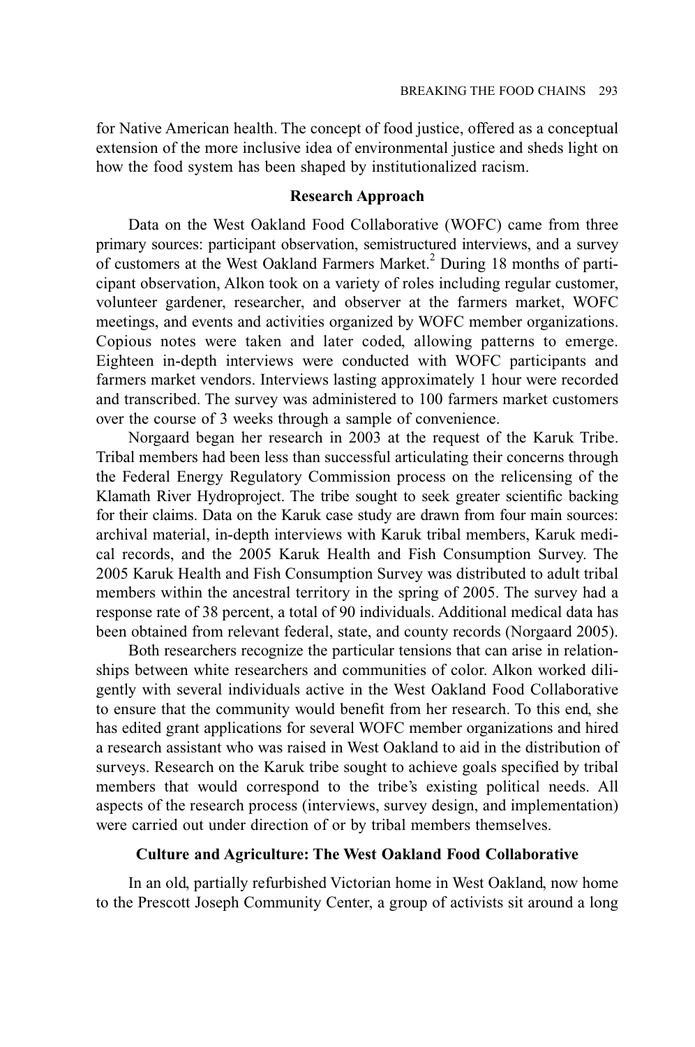for Native American health. The concept of food justice, offered as a conceptual extension of the more inclusive idea of environmental justice and sheds light on how the food system has been shaped by institutionalized racism.

## Research Approach

Data on the West Oakland Food Collaborative (WOFC) came from three primary sources: participant observation, semistructured interviews, and a survey of customers at the West Oakland Farmers Market.[2] During 18 months of participant observation, Alkon took on a variety of roles including regular customer, volunteer gardener, researcher, and observer at the farmers market, WOFC meetings, and events and activities organized by WOFC member organizations. Copious notes were taken and later coded, allowing patterns to emerge. Eighteen in-depth interviews were conducted with WOFC participants and farmers market vendors. Interviews lasting approximately 1 hour were recorded and transcribed. The survey was administered to 100 farmers market customers over the course of 3 weeks through a sample of convenience.

Norgaard began her research in 2003 at the request of the Karuk Tribe. Tribal members had been less than successful articulating their concerns through the Federal Energy Regulatory Commission process on the relicensing of the Klamath River Hydroproject. The tribe sought to seek greater scientific backing for their claims. Data on the Karuk case study are drawn from four main sources: archival material, in-depth interviews with Karuk tribal members, Karuk medical records, and the 2005 Karuk Health and Fish Consumption Survey. The 2005 Karuk Health and Fish Consumption Survey was distributed to adult tribal members within the ancestral territory in the spring of 2005. The survey had a response rate of 38 percent, a total of 90 individuals. Additional medical data has been obtained from relevant federal, state, and county records (Norgaard 2005).

Both researchers recognize the particular tensions that can arise in relationships between white researchers and communities of color. Alkon worked diligently with several individuals active in the West Oakland Food Collaborative to ensure that the community would benefit from her research. To this end, she has edited grant applications for several WOFC member organizations and hired a research assistant who was raised in West Oakland to aid in the distribution of surveys. Research on the Karuk tribe sought to achieve goals specified by tribal members that would correspond to the tribe's existing political needs. All aspects of the research process (interviews, survey design, and implementation) were carried out under direction of or by tribal members themselves.

## Culture and Agriculture: The West Oakland Food Collaborative

In an old, partially refurbished Victorian home in West Oakland, now home to the Prescott Joseph Community Center, a group of activists sit around a long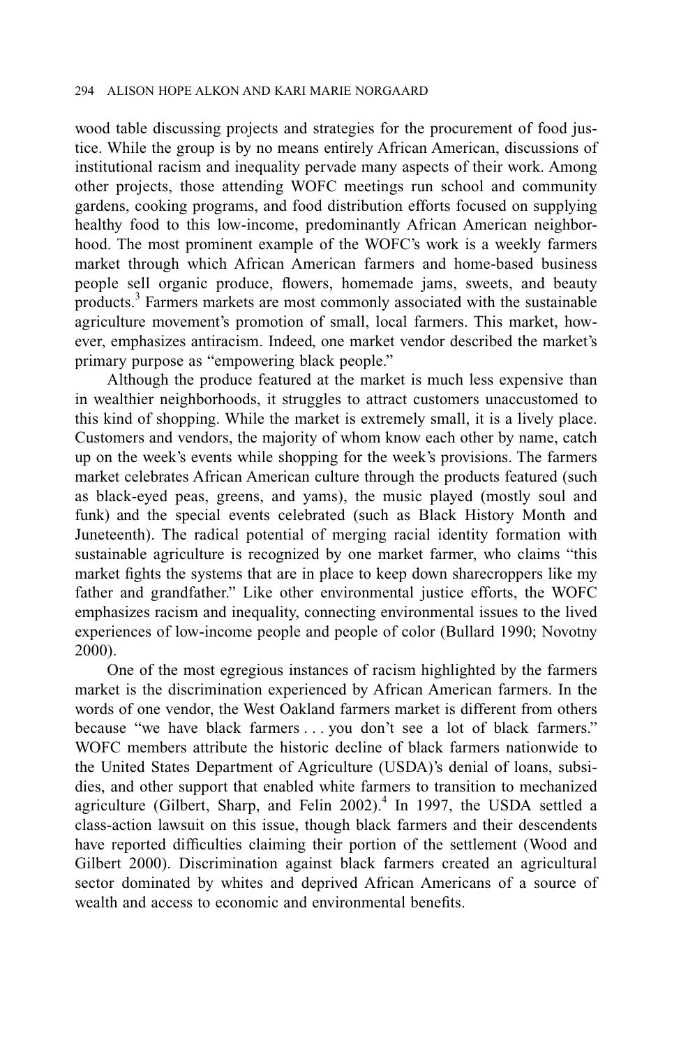wood table discussing projects and strategies for the procurement of food justice. While the group is by no means entirely African American, discussions of institutional racism and inequality pervade many aspects of their work. Among other projects, those attending WOFC meetings run school and community gardens, cooking programs, and food distribution efforts focused on supplying healthy food to this low-income, predominantly African American neighborhood. The most prominent example of the WOFC's work is a weekly farmers market through which African American farmers and home-based business people sell organic produce, flowers, homemade jams, sweets, and beauty products.[3] Farmers markets are most commonly associated with the sustainable agriculture movement's promotion of small, local farmers. This market, however, emphasizes antiracism. Indeed, one market vendor described the market's primary purpose as "empowering black people."

Although the produce featured at the market is much less expensive than in wealthier neighborhoods, it struggles to attract customers unaccustomed to this kind of shopping. While the market is extremely small, it is a lively place. Customers and vendors, the majority of whom know each other by name, catch up on the week's events while shopping for the week's provisions. The farmers market celebrates African American culture through the products featured (such as black-eyed peas, greens, and yams), the music played (mostly soul and funk) and the special events celebrated (such as Black History Month and Juneteenth). The radical potential of merging racial identity formation with sustainable agriculture is recognized by one market farmer, who claims "this market fights the systems that are in place to keep down sharecroppers like my father and grandfather." Like other environmental justice efforts, the WOFC emphasizes racism and inequality, connecting environmental issues to the lived experiences of low-income people and people of color (Bullard 1990; Novotny 2000).

One of the most egregious instances of racism highlighted by the farmers market is the discrimination experienced by African American farmers. In the words of one vendor, the West Oakland farmers market is different from others because "we have black farmers . . . you don't see a lot of black farmers." WOFC members attribute the historic decline of black farmers nationwide to the United States Department of Agriculture (USDA)'s denial of loans, subsidies, and other support that enabled white farmers to transition to mechanized agriculture (Gilbert, Sharp, and Felin 2002).[4] In 1997, the USDA settled a class-action lawsuit on this issue, though black farmers and their descendents have reported difficulties claiming their portion of the settlement (Wood and Gilbert 2000). Discrimination against black farmers created an agricultural sector dominated by whites and deprived African Americans of a source of wealth and access to economic and environmental benefits.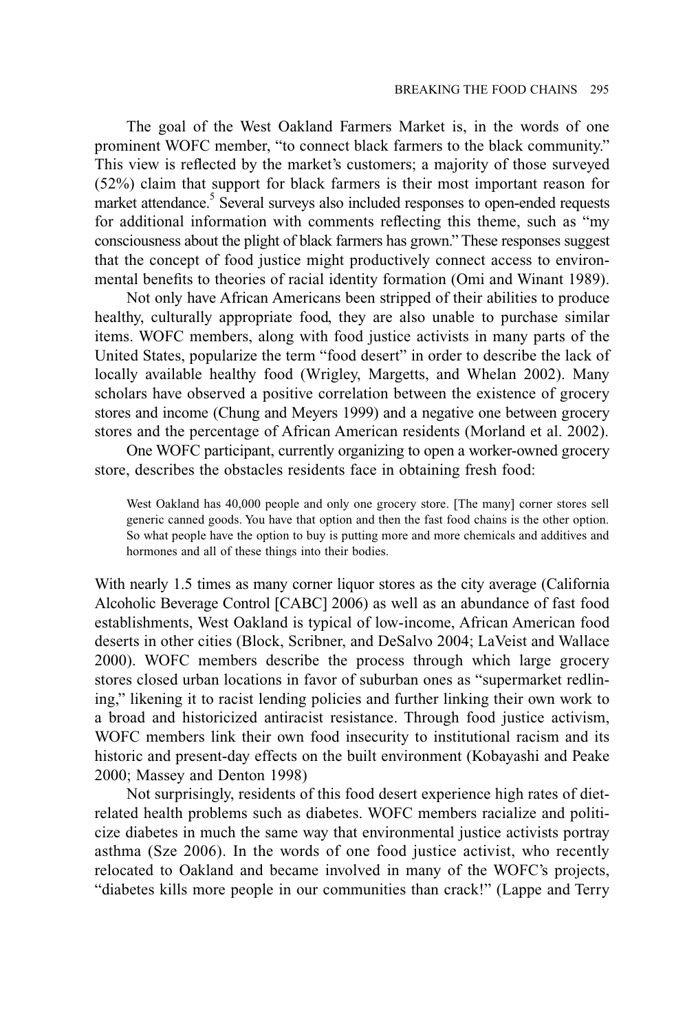The goal of the West Oakland Farmers Market is, in the words of one prominent WOFC member, "to connect black farmers to the black community." This view is reflected by the market's customers; a majority of those surveyed (52%) claim that support for black farmers is their most important reason for market attendance.[5] Several surveys also included responses to open-ended requests for additional information with comments reflecting this theme, such as "my consciousness about the plight of black farmers has grown." These responses suggest that the concept of food justice might productively connect access to environmental benefits to theories of racial identity formation (Omi and Winant 1989).

Not only have African Americans been stripped of their abilities to produce healthy, culturally appropriate food, they are also unable to purchase similar items. WOFC members, along with food justice activists in many parts of the United States, popularize the term "food desert" in order to describe the lack of locally available healthy food (Wrigley, Margetts, and Whelan 2002). Many scholars have observed a positive correlation between the existence of grocery stores and income (Chung and Meyers 1999) and a negative one between grocery stores and the percentage of African American residents (Morland et al. 2002).

One WOFC participant, currently organizing to open a worker-owned grocery store, describes the obstacles residents face in obtaining fresh food:

> West Oakland has 40,000 people and only one grocery store. [The many] corner stores sell generic canned goods. You have that option and then the fast food chains is the other option. So what people have the option to buy is putting more and more chemicals and additives and hormones and all of these things into their bodies.

With nearly 1.5 times as many corner liquor stores as the city average (California Alcoholic Beverage Control [CABC] 2006) as well as an abundance of fast food establishments, West Oakland is typical of low-income, African American food deserts in other cities (Block, Scribner, and DeSalvo 2004; LaVeist and Wallace 2000). WOFC members describe the process through which large grocery stores closed urban locations in favor of suburban ones as "supermarket redlining," likening it to racist lending policies and further linking their own work to a broad and historicized antiracist resistance. Through food justice activism, WOFC members link their own food insecurity to institutional racism and its historic and present-day effects on the built environment (Kobayashi and Peake 2000; Massey and Denton 1998)

Not surprisingly, residents of this food desert experience high rates of diet-related health problems such as diabetes. WOFC members racialize and politicize diabetes in much the same way that environmental justice activists portray asthma (Sze 2006). In the words of one food justice activist, who recently relocated to Oakland and became involved in many of the WOFC's projects, "diabetes kills more people in our communities than crack!" (Lappe and Terry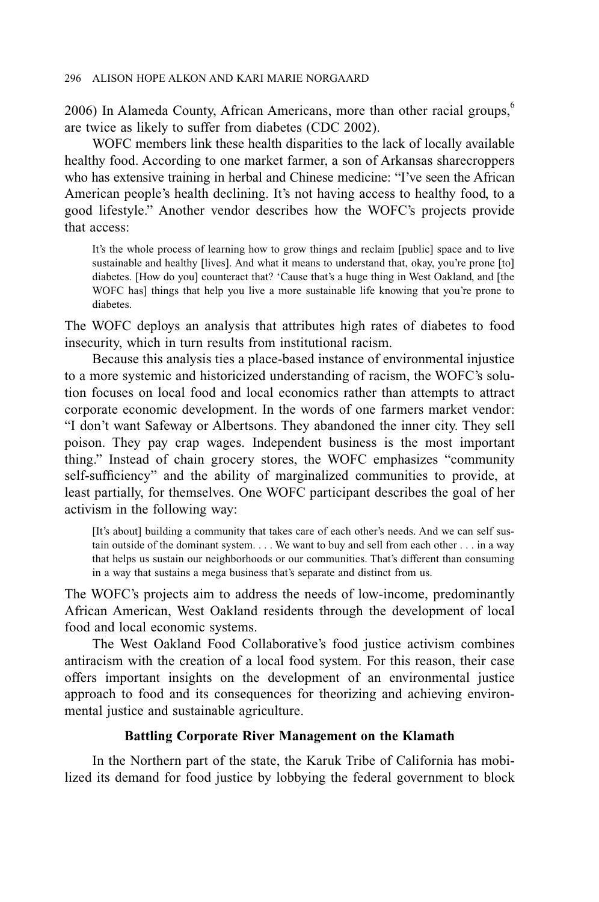2006) In Alameda County, African Americans, more than other racial groups,[6] are twice as likely to suffer from diabetes (CDC 2002).

WOFC members link these health disparities to the lack of locally available healthy food. According to one market farmer, a son of Arkansas sharecroppers who has extensive training in herbal and Chinese medicine: "I've seen the African American people's health declining. It's not having access to healthy food, to a good lifestyle." Another vendor describes how the WOFC's projects provide that access:

> It's the whole process of learning how to grow things and reclaim [public] space and to live sustainable and healthy [lives]. And what it means to understand that, okay, you're prone [to] diabetes. [How do you] counteract that? 'Cause that's a huge thing in West Oakland, and [the WOFC has] things that help you live a more sustainable life knowing that you're prone to diabetes.

The WOFC deploys an analysis that attributes high rates of diabetes to food insecurity, which in turn results from institutional racism.

Because this analysis ties a place-based instance of environmental injustice to a more systemic and historicized understanding of racism, the WOFC's solution focuses on local food and local economics rather than attempts to attract corporate economic development. In the words of one farmers market vendor: "I don't want Safeway or Albertsons. They abandoned the inner city. They sell poison. They pay crap wages. Independent business is the most important thing." Instead of chain grocery stores, the WOFC emphasizes "community self-sufficiency" and the ability of marginalized communities to provide, at least partially, for themselves. One WOFC participant describes the goal of her activism in the following way:

> [It's about] building a community that takes care of each other's needs. And we can self sustain outside of the dominant system. . . . We want to buy and sell from each other . . . in a way that helps us sustain our neighborhoods or our communities. That's different than consuming in a way that sustains a mega business that's separate and distinct from us.

The WOFC's projects aim to address the needs of low-income, predominantly African American, West Oakland residents through the development of local food and local economic systems.

The West Oakland Food Collaborative's food justice activism combines antiracism with the creation of a local food system. For this reason, their case offers important insights on the development of an environmental justice approach to food and its consequences for theorizing and achieving environmental justice and sustainable agriculture.

### Battling Corporate River Management on the Klamath

In the Northern part of the state, the Karuk Tribe of California has mobilized its demand for food justice by lobbying the federal government to block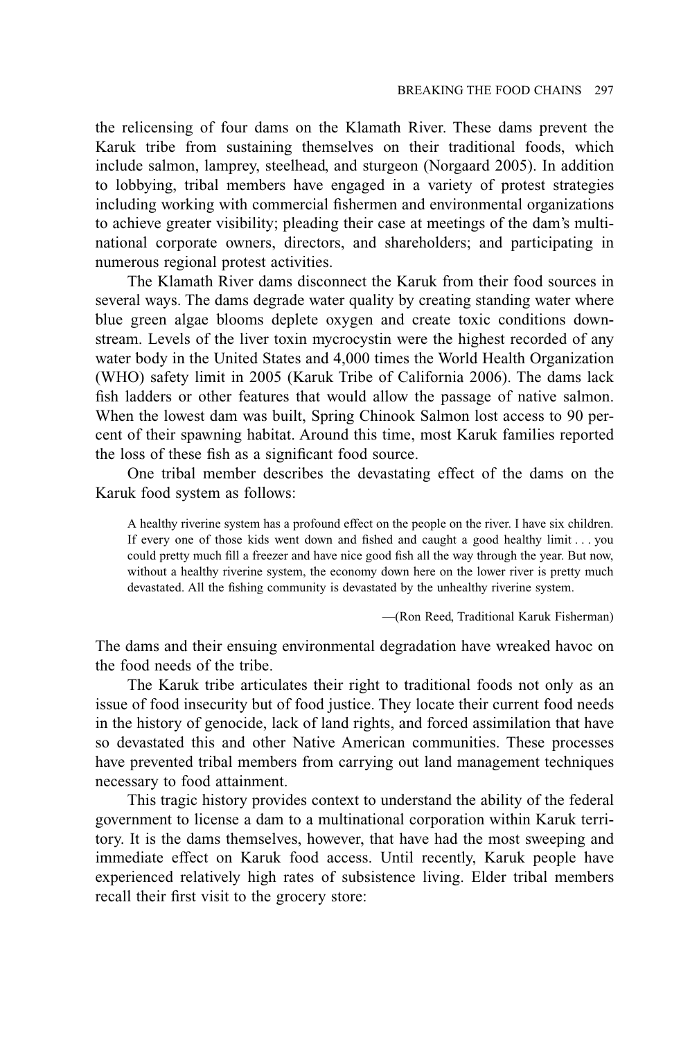the relicensing of four dams on the Klamath River. These dams prevent the Karuk tribe from sustaining themselves on their traditional foods, which include salmon, lamprey, steelhead, and sturgeon (Norgaard 2005). In addition to lobbying, tribal members have engaged in a variety of protest strategies including working with commercial fishermen and environmental organizations to achieve greater visibility; pleading their case at meetings of the dam's multinational corporate owners, directors, and shareholders; and participating in numerous regional protest activities.

The Klamath River dams disconnect the Karuk from their food sources in several ways. The dams degrade water quality by creating standing water where blue green algae blooms deplete oxygen and create toxic conditions downstream. Levels of the liver toxin mycrocystin were the highest recorded of any water body in the United States and 4,000 times the World Health Organization (WHO) safety limit in 2005 (Karuk Tribe of California 2006). The dams lack fish ladders or other features that would allow the passage of native salmon. When the lowest dam was built, Spring Chinook Salmon lost access to 90 percent of their spawning habitat. Around this time, most Karuk families reported the loss of these fish as a significant food source.

One tribal member describes the devastating effect of the dams on the Karuk food system as follows:

> A healthy riverine system has a profound effect on the people on the river. I have six children. If every one of those kids went down and fished and caught a good healthy limit . . . you could pretty much fill a freezer and have nice good fish all the way through the year. But now, without a healthy riverine system, the economy down here on the lower river is pretty much devastated. All the fishing community is devastated by the unhealthy riverine system.
>
> —(Ron Reed, Traditional Karuk Fisherman)

The dams and their ensuing environmental degradation have wreaked havoc on the food needs of the tribe.

The Karuk tribe articulates their right to traditional foods not only as an issue of food insecurity but of food justice. They locate their current food needs in the history of genocide, lack of land rights, and forced assimilation that have so devastated this and other Native American communities. These processes have prevented tribal members from carrying out land management techniques necessary to food attainment.

This tragic history provides context to understand the ability of the federal government to license a dam to a multinational corporation within Karuk territory. It is the dams themselves, however, that have had the most sweeping and immediate effect on Karuk food access. Until recently, Karuk people have experienced relatively high rates of subsistence living. Elder tribal members recall their first visit to the grocery store: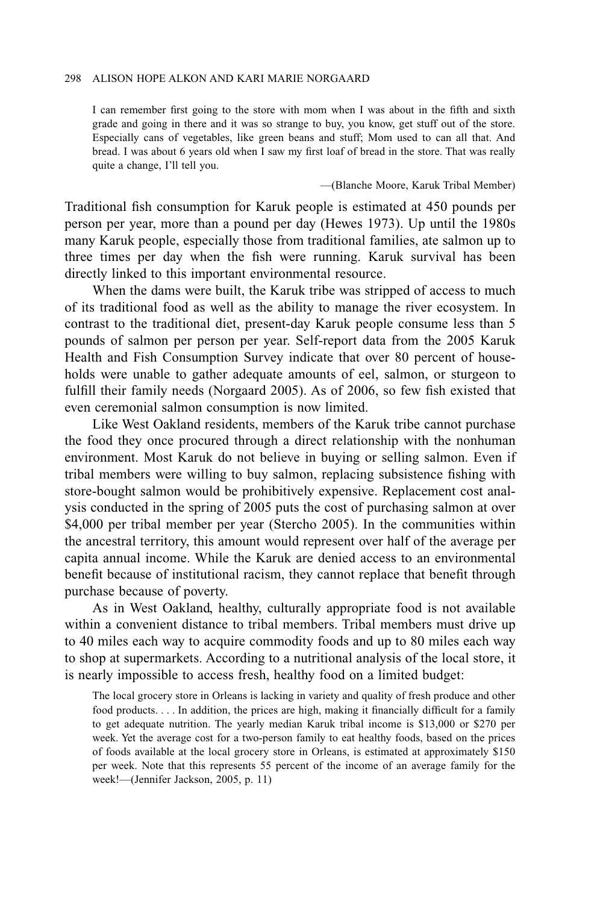> I can remember first going to the store with mom when I was about in the fifth and sixth grade and going in there and it was so strange to buy, you know, get stuff out of the store. Especially cans of vegetables, like green beans and stuff; Mom used to can all that. And bread. I was about 6 years old when I saw my first loaf of bread in the store. That was really quite a change, I'll tell you.
>
> —(Blanche Moore, Karuk Tribal Member)

Traditional fish consumption for Karuk people is estimated at 450 pounds per person per year, more than a pound per day (Hewes 1973). Up until the 1980s many Karuk people, especially those from traditional families, ate salmon up to three times per day when the fish were running. Karuk survival has been directly linked to this important environmental resource.

When the dams were built, the Karuk tribe was stripped of access to much of its traditional food as well as the ability to manage the river ecosystem. In contrast to the traditional diet, present-day Karuk people consume less than 5 pounds of salmon per person per year. Self-report data from the 2005 Karuk Health and Fish Consumption Survey indicate that over 80 percent of households were unable to gather adequate amounts of eel, salmon, or sturgeon to fulfill their family needs (Norgaard 2005). As of 2006, so few fish existed that even ceremonial salmon consumption is now limited.

Like West Oakland residents, members of the Karuk tribe cannot purchase the food they once procured through a direct relationship with the nonhuman environment. Most Karuk do not believe in buying or selling salmon. Even if tribal members were willing to buy salmon, replacing subsistence fishing with store-bought salmon would be prohibitively expensive. Replacement cost analysis conducted in the spring of 2005 puts the cost of purchasing salmon at over $4,000 per tribal member per year (Stercho 2005). In the communities within the ancestral territory, this amount would represent over half of the average per capita annual income. While the Karuk are denied access to an environmental benefit because of institutional racism, they cannot replace that benefit through purchase because of poverty.

As in West Oakland, healthy, culturally appropriate food is not available within a convenient distance to tribal members. Tribal members must drive up to 40 miles each way to acquire commodity foods and up to 80 miles each way to shop at supermarkets. According to a nutritional analysis of the local store, it is nearly impossible to access fresh, healthy food on a limited budget:

> The local grocery store in Orleans is lacking in variety and quality of fresh produce and other food products. . . . In addition, the prices are high, making it financially difficult for a family to get adequate nutrition. The yearly median Karuk tribal income is $13,000 or $270 per week. Yet the average cost for a two-person family to eat healthy foods, based on the prices of foods available at the local grocery store in Orleans, is estimated at approximately $150 per week. Note that this represents 55 percent of the income of an average family for the week!—(Jennifer Jackson, 2005, p. 11)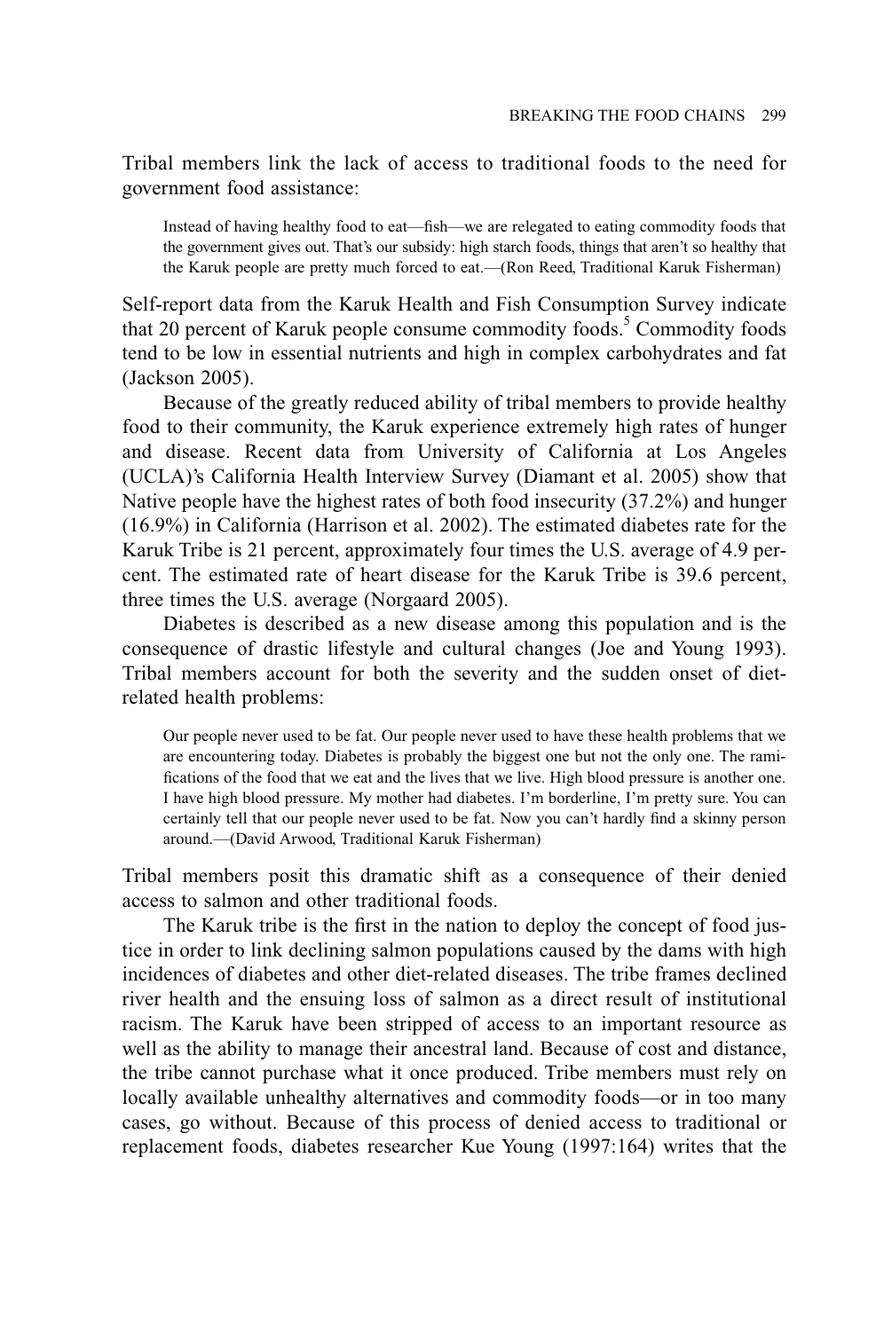Tribal members link the lack of access to traditional foods to the need for government food assistance:

> Instead of having healthy food to eat—fish—we are relegated to eating commodity foods that the government gives out. That's our subsidy: high starch foods, things that aren't so healthy that the Karuk people are pretty much forced to eat.—(Ron Reed, Traditional Karuk Fisherman)

Self-report data from the Karuk Health and Fish Consumption Survey indicate that 20 percent of Karuk people consume commodity foods.[5] Commodity foods tend to be low in essential nutrients and high in complex carbohydrates and fat (Jackson 2005).

Because of the greatly reduced ability of tribal members to provide healthy food to their community, the Karuk experience extremely high rates of hunger and disease. Recent data from University of California at Los Angeles (UCLA)'s California Health Interview Survey (Diamant et al. 2005) show that Native people have the highest rates of both food insecurity (37.2%) and hunger (16.9%) in California (Harrison et al. 2002). The estimated diabetes rate for the Karuk Tribe is 21 percent, approximately four times the U.S. average of 4.9 percent. The estimated rate of heart disease for the Karuk Tribe is 39.6 percent, three times the U.S. average (Norgaard 2005).

Diabetes is described as a new disease among this population and is the consequence of drastic lifestyle and cultural changes (Joe and Young 1993). Tribal members account for both the severity and the sudden onset of diet-related health problems:

> Our people never used to be fat. Our people never used to have these health problems that we are encountering today. Diabetes is probably the biggest one but not the only one. The ramifications of the food that we eat and the lives that we live. High blood pressure is another one. I have high blood pressure. My mother had diabetes. I'm borderline, I'm pretty sure. You can certainly tell that our people never used to be fat. Now you can't hardly find a skinny person around.—(David Arwood, Traditional Karuk Fisherman)

Tribal members posit this dramatic shift as a consequence of their denied access to salmon and other traditional foods.

The Karuk tribe is the first in the nation to deploy the concept of food justice in order to link declining salmon populations caused by the dams with high incidences of diabetes and other diet-related diseases. The tribe frames declined river health and the ensuing loss of salmon as a direct result of institutional racism. The Karuk have been stripped of access to an important resource as well as the ability to manage their ancestral land. Because of cost and distance, the tribe cannot purchase what it once produced. Tribe members must rely on locally available unhealthy alternatives and commodity foods—or in too many cases, go without. Because of this process of denied access to traditional or replacement foods, diabetes researcher Kue Young (1997:164) writes that the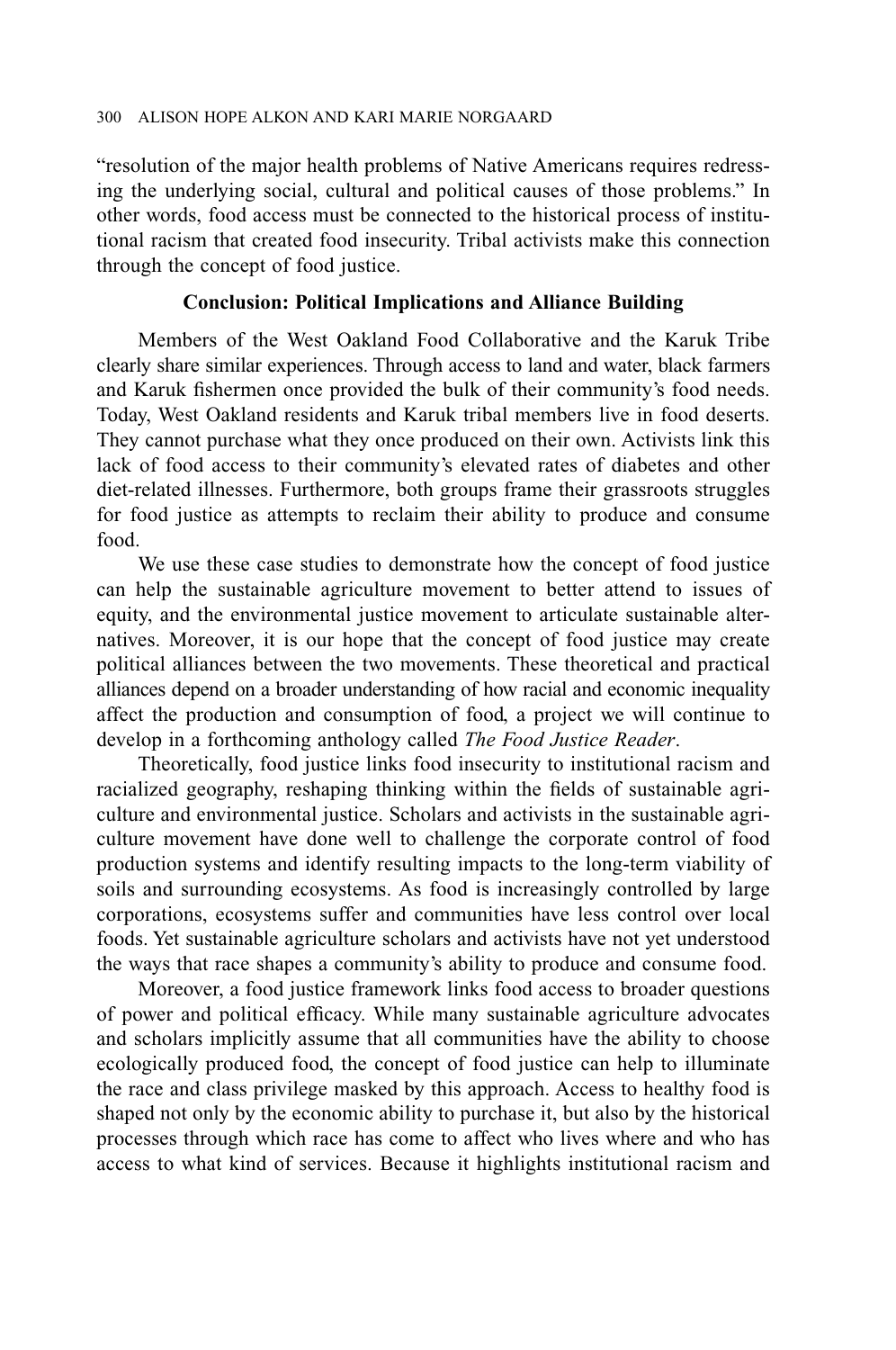"resolution of the major health problems of Native Americans requires redressing the underlying social, cultural and political causes of those problems." In other words, food access must be connected to the historical process of institutional racism that created food insecurity. Tribal activists make this connection through the concept of food justice.

## Conclusion: Political Implications and Alliance Building

Members of the West Oakland Food Collaborative and the Karuk Tribe clearly share similar experiences. Through access to land and water, black farmers and Karuk fishermen once provided the bulk of their community's food needs. Today, West Oakland residents and Karuk tribal members live in food deserts. They cannot purchase what they once produced on their own. Activists link this lack of food access to their community's elevated rates of diabetes and other diet-related illnesses. Furthermore, both groups frame their grassroots struggles for food justice as attempts to reclaim their ability to produce and consume food.

We use these case studies to demonstrate how the concept of food justice can help the sustainable agriculture movement to better attend to issues of equity, and the environmental justice movement to articulate sustainable alternatives. Moreover, it is our hope that the concept of food justice may create political alliances between the two movements. These theoretical and practical alliances depend on a broader understanding of how racial and economic inequality affect the production and consumption of food, a project we will continue to develop in a forthcoming anthology called *The Food Justice Reader*.

Theoretically, food justice links food insecurity to institutional racism and racialized geography, reshaping thinking within the fields of sustainable agriculture and environmental justice. Scholars and activists in the sustainable agriculture movement have done well to challenge the corporate control of food production systems and identify resulting impacts to the long-term viability of soils and surrounding ecosystems. As food is increasingly controlled by large corporations, ecosystems suffer and communities have less control over local foods. Yet sustainable agriculture scholars and activists have not yet understood the ways that race shapes a community's ability to produce and consume food.

Moreover, a food justice framework links food access to broader questions of power and political efficacy. While many sustainable agriculture advocates and scholars implicitly assume that all communities have the ability to choose ecologically produced food, the concept of food justice can help to illuminate the race and class privilege masked by this approach. Access to healthy food is shaped not only by the economic ability to purchase it, but also by the historical processes through which race has come to affect who lives where and who has access to what kind of services. Because it highlights institutional racism and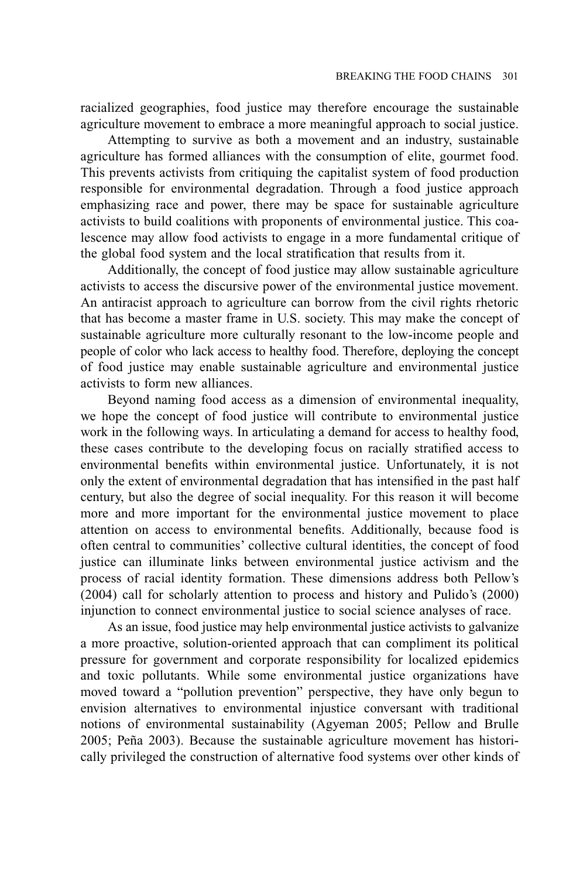racialized geographies, food justice may therefore encourage the sustainable agriculture movement to embrace a more meaningful approach to social justice.

Attempting to survive as both a movement and an industry, sustainable agriculture has formed alliances with the consumption of elite, gourmet food. This prevents activists from critiquing the capitalist system of food production responsible for environmental degradation. Through a food justice approach emphasizing race and power, there may be space for sustainable agriculture activists to build coalitions with proponents of environmental justice. This coalescence may allow food activists to engage in a more fundamental critique of the global food system and the local stratification that results from it.

Additionally, the concept of food justice may allow sustainable agriculture activists to access the discursive power of the environmental justice movement. An antiracist approach to agriculture can borrow from the civil rights rhetoric that has become a master frame in U.S. society. This may make the concept of sustainable agriculture more culturally resonant to the low-income people and people of color who lack access to healthy food. Therefore, deploying the concept of food justice may enable sustainable agriculture and environmental justice activists to form new alliances.

Beyond naming food access as a dimension of environmental inequality, we hope the concept of food justice will contribute to environmental justice work in the following ways. In articulating a demand for access to healthy food, these cases contribute to the developing focus on racially stratified access to environmental benefits within environmental justice. Unfortunately, it is not only the extent of environmental degradation that has intensified in the past half century, but also the degree of social inequality. For this reason it will become more and more important for the environmental justice movement to place attention on access to environmental benefits. Additionally, because food is often central to communities' collective cultural identities, the concept of food justice can illuminate links between environmental justice activism and the process of racial identity formation. These dimensions address both Pellow's (2004) call for scholarly attention to process and history and Pulido's (2000) injunction to connect environmental justice to social science analyses of race.

As an issue, food justice may help environmental justice activists to galvanize a more proactive, solution-oriented approach that can compliment its political pressure for government and corporate responsibility for localized epidemics and toxic pollutants. While some environmental justice organizations have moved toward a "pollution prevention" perspective, they have only begun to envision alternatives to environmental injustice conversant with traditional notions of environmental sustainability (Agyeman 2005; Pellow and Brulle 2005; Peña 2003). Because the sustainable agriculture movement has historically privileged the construction of alternative food systems over other kinds of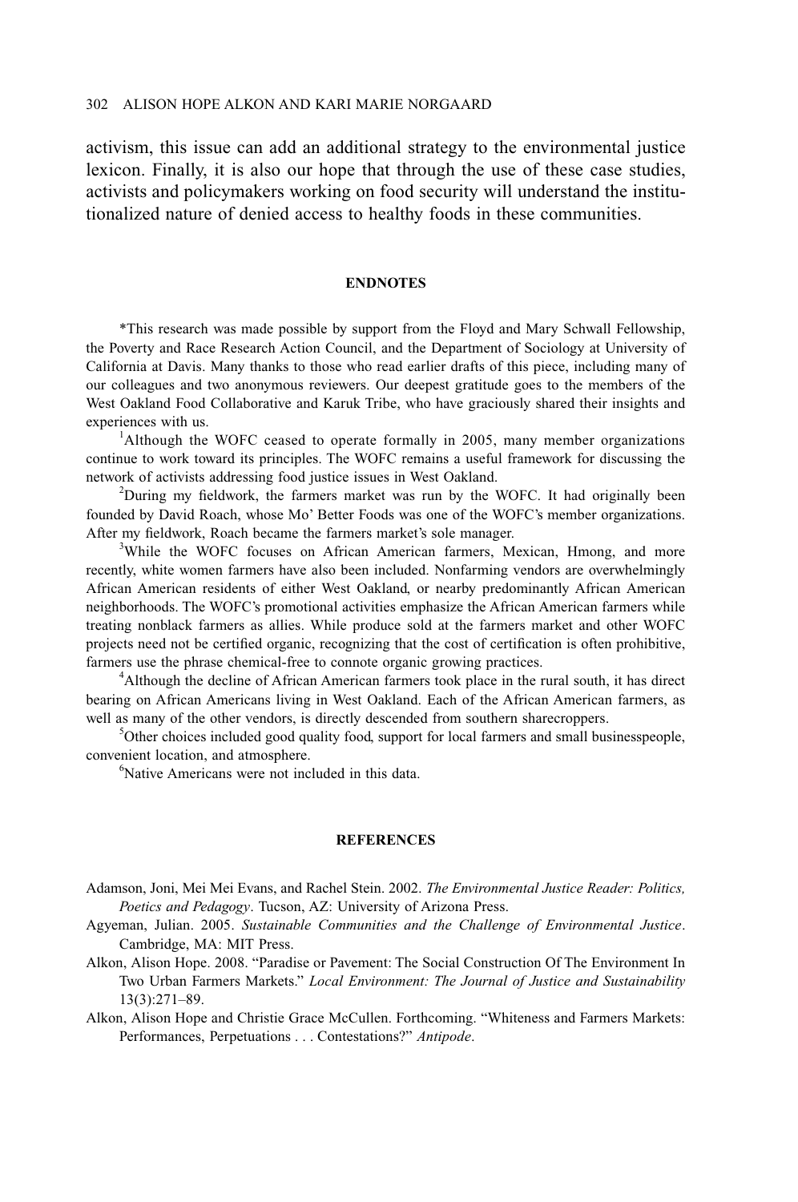activism, this issue can add an additional strategy to the environmental justice lexicon. Finally, it is also our hope that through the use of these case studies, activists and policymakers working on food security will understand the institutionalized nature of denied access to healthy foods in these communities.

## ENDNOTES

*This research was made possible by support from the Floyd and Mary Schwall Fellowship, the Poverty and Race Research Action Council, and the Department of Sociology at University of California at Davis. Many thanks to those who read earlier drafts of this piece, including many of our colleagues and two anonymous reviewers. Our deepest gratitude goes to the members of the West Oakland Food Collaborative and Karuk Tribe, who have graciously shared their insights and experiences with us.

[1]Although the WOFC ceased to operate formally in 2005, many member organizations continue to work toward its principles. The WOFC remains a useful framework for discussing the network of activists addressing food justice issues in West Oakland.

[2]During my fieldwork, the farmers market was run by the WOFC. It had originally been founded by David Roach, whose Mo' Better Foods was one of the WOFC's member organizations. After my fieldwork, Roach became the farmers market's sole manager.

[3]While the WOFC focuses on African American farmers, Mexican, Hmong, and more recently, white women farmers have also been included. Nonfarming vendors are overwhelmingly African American residents of either West Oakland, or nearby predominantly African American neighborhoods. The WOFC's promotional activities emphasize the African American farmers while treating nonblack farmers as allies. While produce sold at the farmers market and other WOFC projects need not be certified organic, recognizing that the cost of certification is often prohibitive, farmers use the phrase chemical-free to connote organic growing practices.

[4]Although the decline of African American farmers took place in the rural south, it has direct bearing on African Americans living in West Oakland. Each of the African American farmers, as well as many of the other vendors, is directly descended from southern sharecroppers.

[5]Other choices included good quality food, support for local farmers and small businesspeople, convenient location, and atmosphere.

[6]Native Americans were not included in this data.

## REFERENCES

Adamson, Joni, Mei Mei Evans, and Rachel Stein. 2002. *The Environmental Justice Reader: Politics, Poetics and Pedagogy*. Tucson, AZ: University of Arizona Press.

Agyeman, Julian. 2005. *Sustainable Communities and the Challenge of Environmental Justice*. Cambridge, MA: MIT Press.

Alkon, Alison Hope. 2008. "Paradise or Pavement: The Social Construction Of The Environment In Two Urban Farmers Markets." *Local Environment: The Journal of Justice and Sustainability* 13(3):271–89.

Alkon, Alison Hope and Christie Grace McCullen. Forthcoming. "Whiteness and Farmers Markets: Performances, Perpetuations . . . Contestations?" *Antipode*.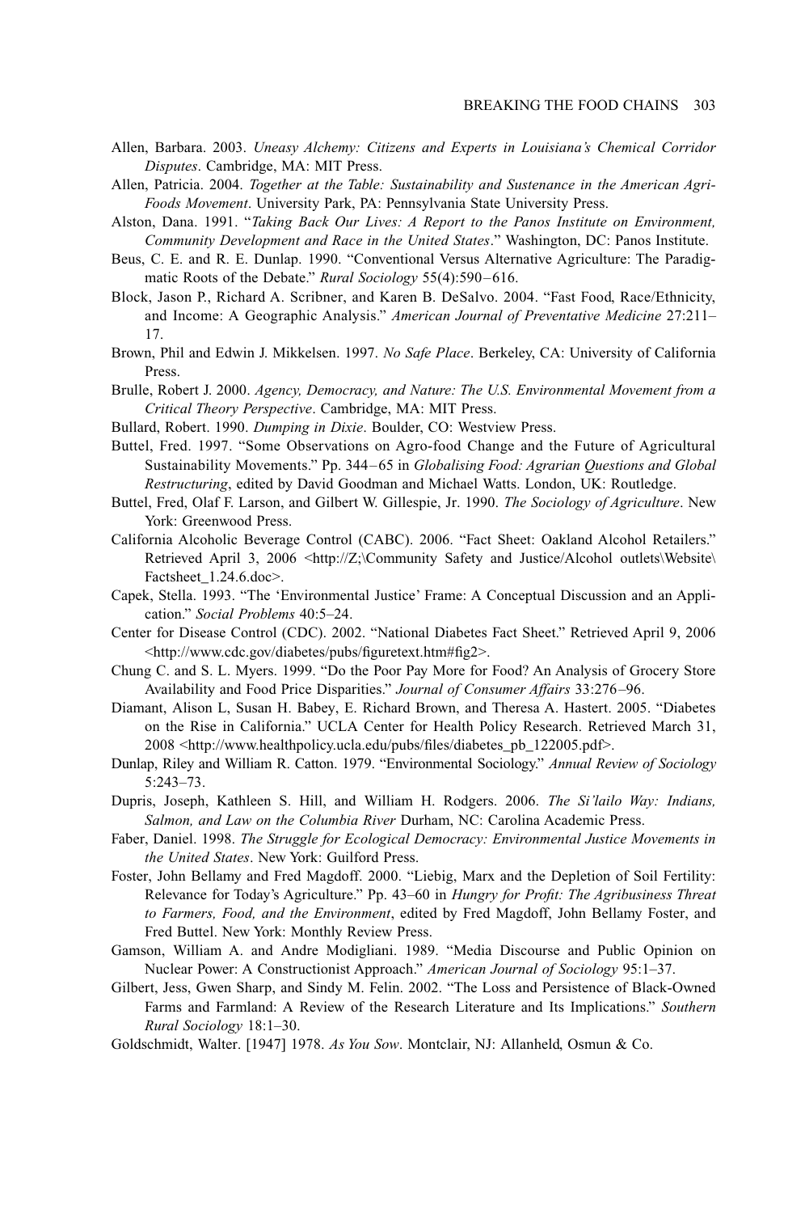Allen, Barbara. 2003. *Uneasy Alchemy: Citizens and Experts in Louisiana's Chemical Corridor Disputes*. Cambridge, MA: MIT Press.

Allen, Patricia. 2004. *Together at the Table: Sustainability and Sustenance in the American Agri-Foods Movement*. University Park, PA: Pennsylvania State University Press.

Alston, Dana. 1991. "*Taking Back Our Lives: A Report to the Panos Institute on Environment, Community Development and Race in the United States*." Washington, DC: Panos Institute.

Beus, C. E. and R. E. Dunlap. 1990. "Conventional Versus Alternative Agriculture: The Paradigmatic Roots of the Debate." *Rural Sociology* 55(4):590–616.

Block, Jason P., Richard A. Scribner, and Karen B. DeSalvo. 2004. "Fast Food, Race/Ethnicity, and Income: A Geographic Analysis." *American Journal of Preventative Medicine* 27:211–17.

Brown, Phil and Edwin J. Mikkelsen. 1997. *No Safe Place*. Berkeley, CA: University of California Press.

Brulle, Robert J. 2000. *Agency, Democracy, and Nature: The U.S. Environmental Movement from a Critical Theory Perspective*. Cambridge, MA: MIT Press.

Bullard, Robert. 1990. *Dumping in Dixie*. Boulder, CO: Westview Press.

Buttel, Fred. 1997. "Some Observations on Agro-food Change and the Future of Agricultural Sustainability Movements." Pp. 344–65 in *Globalising Food: Agrarian Questions and Global Restructuring*, edited by David Goodman and Michael Watts. London, UK: Routledge.

Buttel, Fred, Olaf F. Larson, and Gilbert W. Gillespie, Jr. 1990. *The Sociology of Agriculture*. New York: Greenwood Press.

California Alcoholic Beverage Control (CABC). 2006. "Fact Sheet: Oakland Alcohol Retailers." Retrieved April 3, 2006 <http://Z;\Community Safety and Justice\Alcohol outlets\Website\Factsheet_1.24.6.doc>.

Capek, Stella. 1993. "The 'Environmental Justice' Frame: A Conceptual Discussion and an Application." *Social Problems* 40:5–24.

Center for Disease Control (CDC). 2002. "National Diabetes Fact Sheet." Retrieved April 9, 2006 <http://www.cdc.gov/diabetes/pubs/figuretext.htm#fig2>.

Chung C. and S. L. Myers. 1999. "Do the Poor Pay More for Food? An Analysis of Grocery Store Availability and Food Price Disparities." *Journal of Consumer Affairs* 33:276–96.

Diamant, Alison L, Susan H. Babey, E. Richard Brown, and Theresa A. Hastert. 2005. "Diabetes on the Rise in California." UCLA Center for Health Policy Research. Retrieved March 31, 2008 <http://www.healthpolicy.ucla.edu/pubs/files/diabetes_pb_122005.pdf>.

Dunlap, Riley and William R. Catton. 1979. "Environmental Sociology." *Annual Review of Sociology* 5:243–73.

Dupris, Joseph, Kathleen S. Hill, and William H. Rodgers. 2006. *The Si'lailo Way: Indians, Salmon, and Law on the Columbia River* Durham, NC: Carolina Academic Press.

Faber, Daniel. 1998. *The Struggle for Ecological Democracy: Environmental Justice Movements in the United States*. New York: Guilford Press.

Foster, John Bellamy and Fred Magdoff. 2000. "Liebig, Marx and the Depletion of Soil Fertility: Relevance for Today's Agriculture." Pp. 43–60 in *Hungry for Profit: The Agribusiness Threat to Farmers, Food, and the Environment*, edited by Fred Magdoff, John Bellamy Foster, and Fred Buttel. New York: Monthly Review Press.

Gamson, William A. and Andre Modigliani. 1989. "Media Discourse and Public Opinion on Nuclear Power: A Constructionist Approach." *American Journal of Sociology* 95:1–37.

Gilbert, Jess, Gwen Sharp, and Sindy M. Felin. 2002. "The Loss and Persistence of Black-Owned Farms and Farmland: A Review of the Research Literature and Its Implications." *Southern Rural Sociology* 18:1–30.

Goldschmidt, Walter. [1947] 1978. *As You Sow*. Montclair, NJ: Allanheld, Osmun & Co.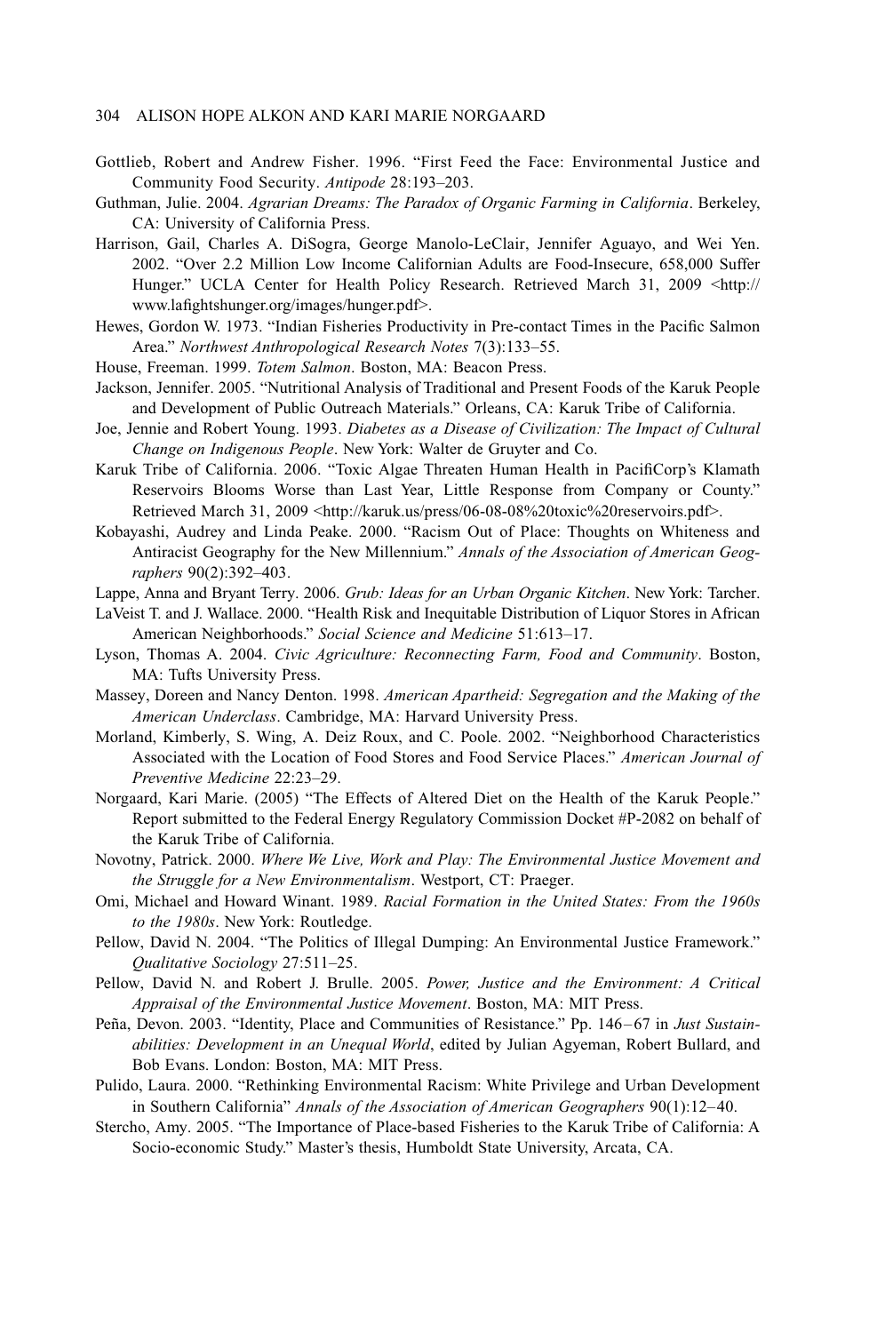Gottlieb, Robert and Andrew Fisher. 1996. "First Feed the Face: Environmental Justice and Community Food Security. *Antipode* 28:193–203.

Guthman, Julie. 2004. *Agrarian Dreams: The Paradox of Organic Farming in California*. Berkeley, CA: University of California Press.

Harrison, Gail, Charles A. DiSogra, George Manolo-LeClair, Jennifer Aguayo, and Wei Yen. 2002. "Over 2.2 Million Low Income Californian Adults are Food-Insecure, 658,000 Suffer Hunger." UCLA Center for Health Policy Research. Retrieved March 31, 2009 <http://www.lafightshunger.org/images/hunger.pdf>.

Hewes, Gordon W. 1973. "Indian Fisheries Productivity in Pre-contact Times in the Pacific Salmon Area." *Northwest Anthropological Research Notes* 7(3):133–55.

House, Freeman. 1999. *Totem Salmon*. Boston, MA: Beacon Press.

Jackson, Jennifer. 2005. "Nutritional Analysis of Traditional and Present Foods of the Karuk People and Development of Public Outreach Materials." Orleans, CA: Karuk Tribe of California.

Joe, Jennie and Robert Young. 1993. *Diabetes as a Disease of Civilization: The Impact of Cultural Change on Indigenous People*. New York: Walter de Gruyter and Co.

Karuk Tribe of California. 2006. "Toxic Algae Threaten Human Health in PacifiCorp's Klamath Reservoirs Blooms Worse than Last Year, Little Response from Company or County." Retrieved March 31, 2009 <http://karuk.us/press/06-08-08%20toxic%20reservoirs.pdf>.

Kobayashi, Audrey and Linda Peake. 2000. "Racism Out of Place: Thoughts on Whiteness and Antiracist Geography for the New Millennium." *Annals of the Association of American Geographers* 90(2):392–403.

Lappe, Anna and Bryant Terry. 2006. *Grub: Ideas for an Urban Organic Kitchen*. New York: Tarcher.

LaVeist T. and J. Wallace. 2000. "Health Risk and Inequitable Distribution of Liquor Stores in African American Neighborhoods." *Social Science and Medicine* 51:613–17.

Lyson, Thomas A. 2004. *Civic Agriculture: Reconnecting Farm, Food and Community*. Boston, MA: Tufts University Press.

Massey, Doreen and Nancy Denton. 1998. *American Apartheid: Segregation and the Making of the American Underclass*. Cambridge, MA: Harvard University Press.

Morland, Kimberly, S. Wing, A. Deiz Roux, and C. Poole. 2002. "Neighborhood Characteristics Associated with the Location of Food Stores and Food Service Places." *American Journal of Preventive Medicine* 22:23–29.

Norgaard, Kari Marie. (2005) "The Effects of Altered Diet on the Health of the Karuk People." Report submitted to the Federal Energy Regulatory Commission Docket #P-2082 on behalf of the Karuk Tribe of California.

Novotny, Patrick. 2000. *Where We Live, Work and Play: The Environmental Justice Movement and the Struggle for a New Environmentalism*. Westport, CT: Praeger.

Omi, Michael and Howard Winant. 1989. *Racial Formation in the United States: From the 1960s to the 1980s*. New York: Routledge.

Pellow, David N. 2004. "The Politics of Illegal Dumping: An Environmental Justice Framework." *Qualitative Sociology* 27:511–25.

Pellow, David N. and Robert J. Brulle. 2005. *Power, Justice and the Environment: A Critical Appraisal of the Environmental Justice Movement*. Boston, MA: MIT Press.

Peña, Devon. 2003. "Identity, Place and Communities of Resistance." Pp. 146–67 in *Just Sustainabilities: Development in an Unequal World*, edited by Julian Agyeman, Robert Bullard, and Bob Evans. London: Boston, MA: MIT Press.

Pulido, Laura. 2000. "Rethinking Environmental Racism: White Privilege and Urban Development in Southern California" *Annals of the Association of American Geographers* 90(1):12–40.

Stercho, Amy. 2005. "The Importance of Place-based Fisheries to the Karuk Tribe of California: A Socio-economic Study." Master's thesis, Humboldt State University, Arcata, CA.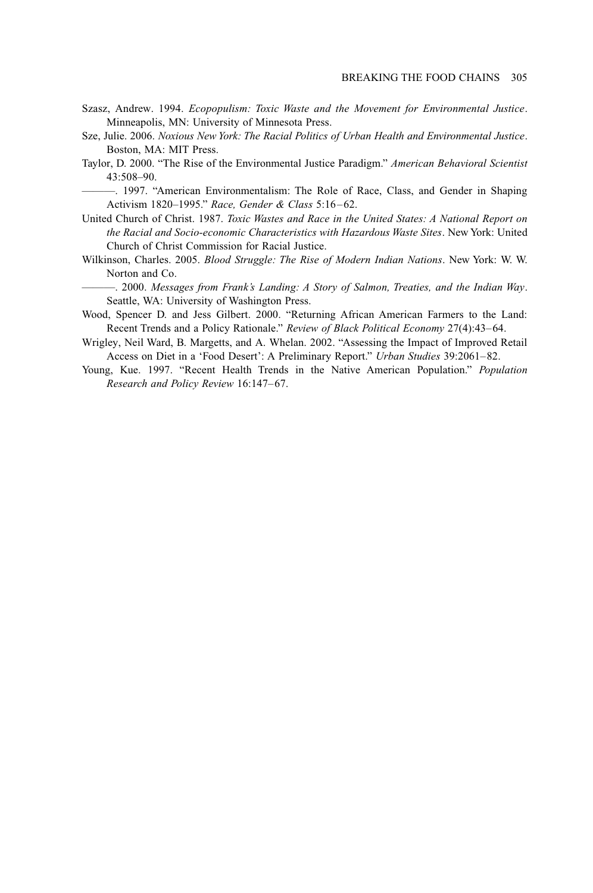Szasz, Andrew. 1994. *Ecopopulism: Toxic Waste and the Movement for Environmental Justice*. Minneapolis, MN: University of Minnesota Press.

Sze, Julie. 2006. *Noxious New York: The Racial Politics of Urban Health and Environmental Justice*. Boston, MA: MIT Press.

Taylor, D. 2000. "The Rise of the Environmental Justice Paradigm." *American Behavioral Scientist* 43:508–90.

———. 1997. "American Environmentalism: The Role of Race, Class, and Gender in Shaping Activism 1820–1995." *Race, Gender & Class* 5:16–62.

United Church of Christ. 1987. *Toxic Wastes and Race in the United States: A National Report on the Racial and Socio-economic Characteristics with Hazardous Waste Sites*. New York: United Church of Christ Commission for Racial Justice.

Wilkinson, Charles. 2005. *Blood Struggle: The Rise of Modern Indian Nations*. New York: W. W. Norton and Co.

———. 2000. *Messages from Frank's Landing: A Story of Salmon, Treaties, and the Indian Way*. Seattle, WA: University of Washington Press.

Wood, Spencer D. and Jess Gilbert. 2000. "Returning African American Farmers to the Land: Recent Trends and a Policy Rationale." *Review of Black Political Economy* 27(4):43–64.

Wrigley, Neil Ward, B. Margetts, and A. Whelan. 2002. "Assessing the Impact of Improved Retail Access on Diet in a 'Food Desert': A Preliminary Report." *Urban Studies* 39:2061–82.

Young, Kue. 1997. "Recent Health Trends in the Native American Population." *Population Research and Policy Review* 16:147–67.